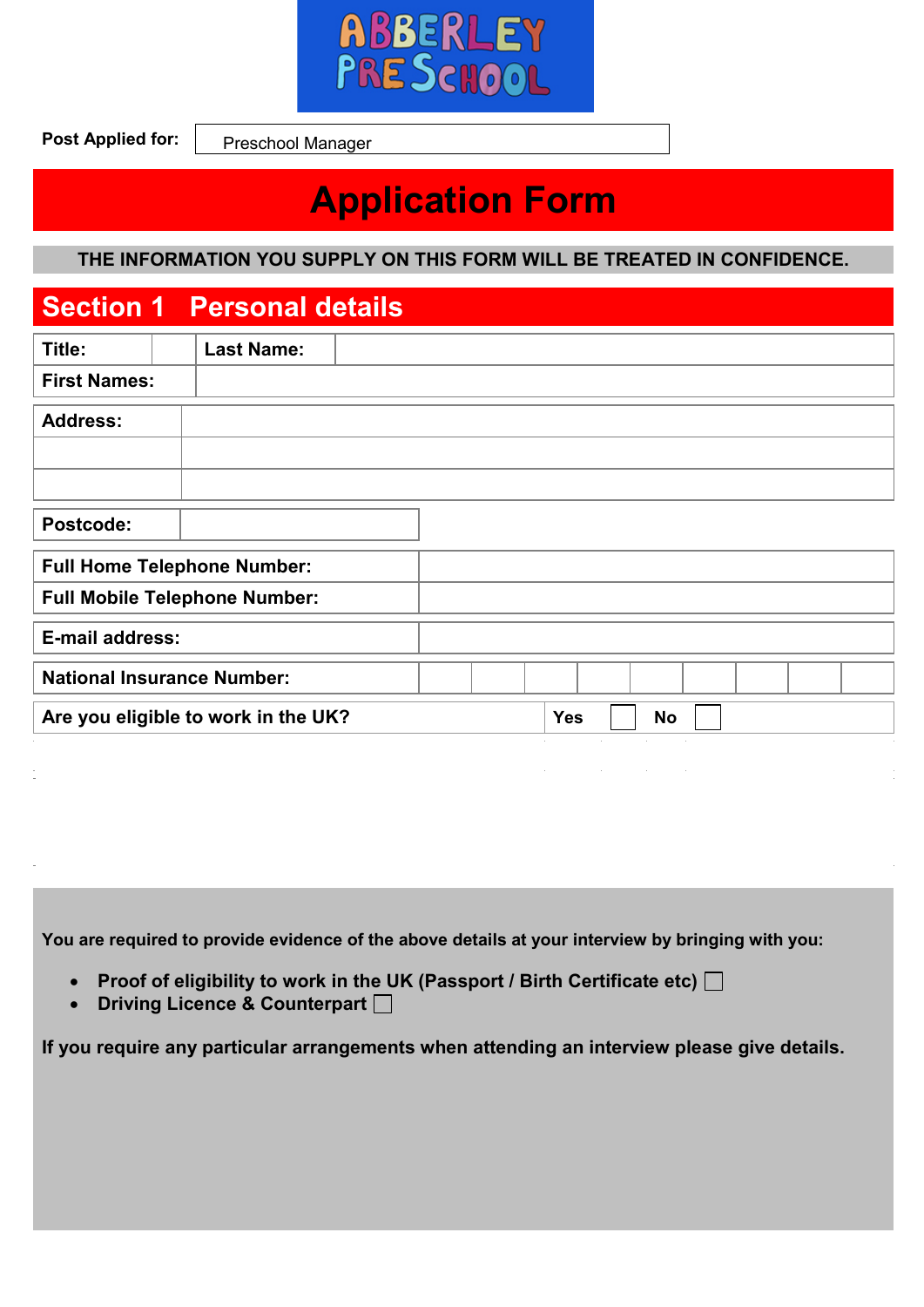ABBERLEY PRE SCHOOL

**Post Applied for:** Preschool Manager

# Application Form

**THE INFORMATION YOU SUPPLY ON THIS FORM WILL BE TREATED IN CONFIDENCE.**

## Section 1 Personal details

| Title: | | Last Name: | |
|---|---|---|---|
| First Names: | | | |

| Address: | |
|---|---|
| | |
| | |

| Postcode: | |
|---|---|

| Full Home Telephone Number: | |
|---|---|
| Full Mobile Telephone Number: | |

| E-mail address: | |
|---|---|

| National Insurance Number: | | | | | | | | | |
|---|---|---|---|---|---|---|---|---|---|

| Are you eligible to work in the UK? | Yes ☐ | No ☐ |
|---|---|---|

**You are required to provide evidence of the above details at your interview by bringing with you:**

- **Proof of eligibility to work in the UK (Passport / Birth Certificate etc)** ☐
- **Driving Licence & Counterpart** ☐

**If you require any particular arrangements when attending an interview please give details.**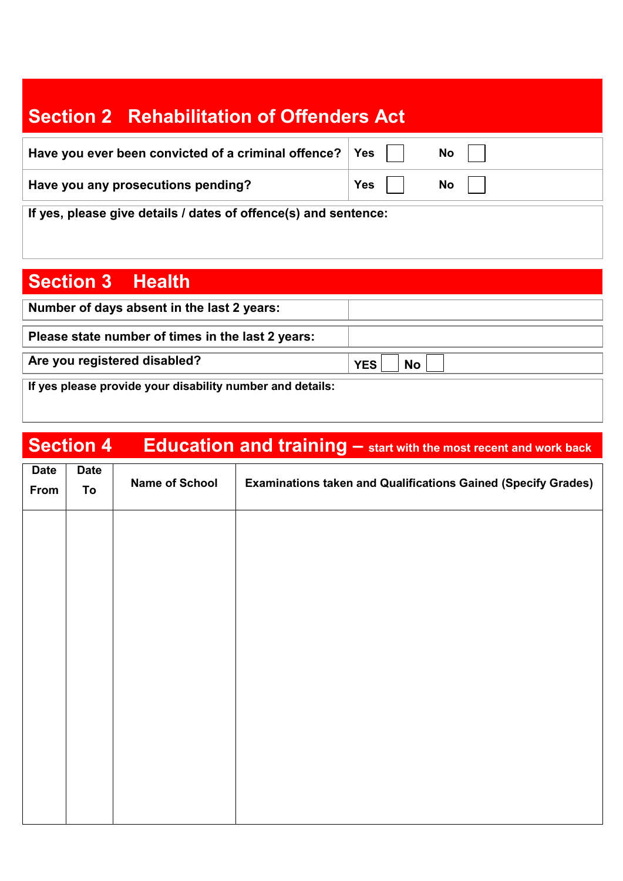## Section 2 Rehabilitation of Offenders Act

| | | |
|---|---|---|
| **Have you ever been convicted of a criminal offence?** | **Yes** ☐ | **No** ☐ |
| **Have you any prosecutions pending?** | **Yes** ☐ | **No** ☐ |

**If yes, please give details / dates of offence(s) and sentence:**

## Section 3 Health

| | |
|---|---|
| **Number of days absent in the last 2 years:** | |
| **Please state number of times in the last 2 years:** | |
| **Are you registered disabled?** | **YES** ☐ **No** ☐ |

**If yes please provide your disability number and details:**

## Section 4 Education and training – start with the most recent and work back

| Date From | Date To | Name of School | Examinations taken and Qualifications Gained (Specify Grades) |
|---|---|---|---|
| | | | |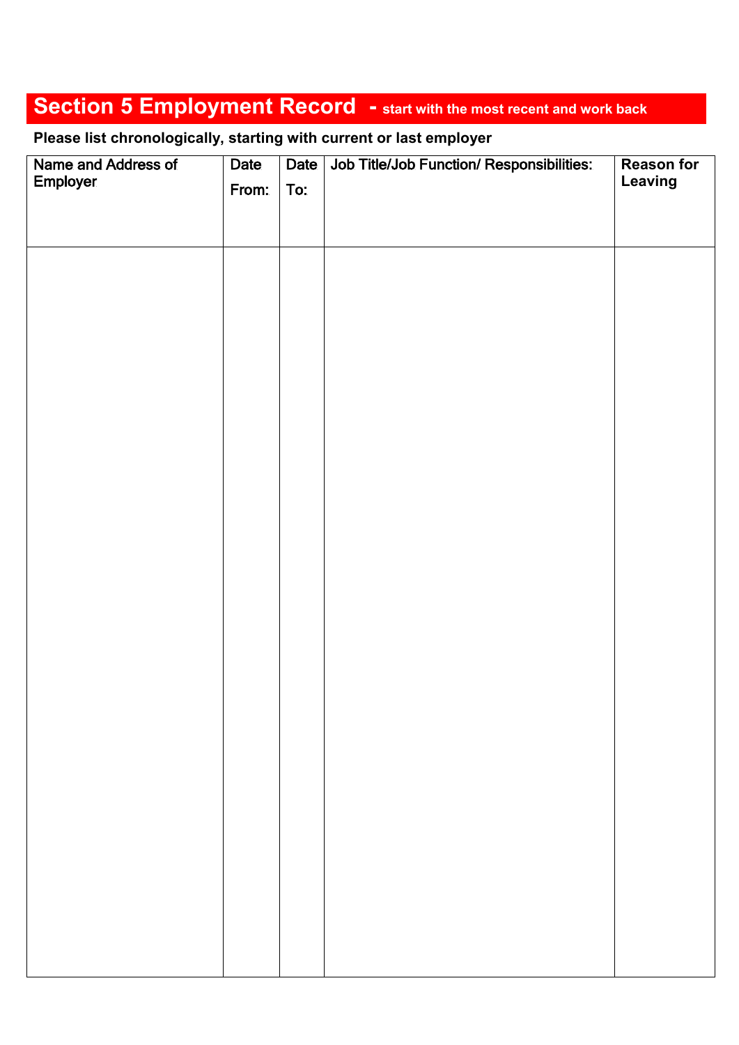## Section 5 Employment Record - start with the most recent and work back

**Please list chronologically, starting with current or last employer**

| Name and Address of Employer | Date From: | Date To: | Job Title/Job Function/ Responsibilities: | Reason for Leaving |
|---|---|---|---|---|
| | | | | |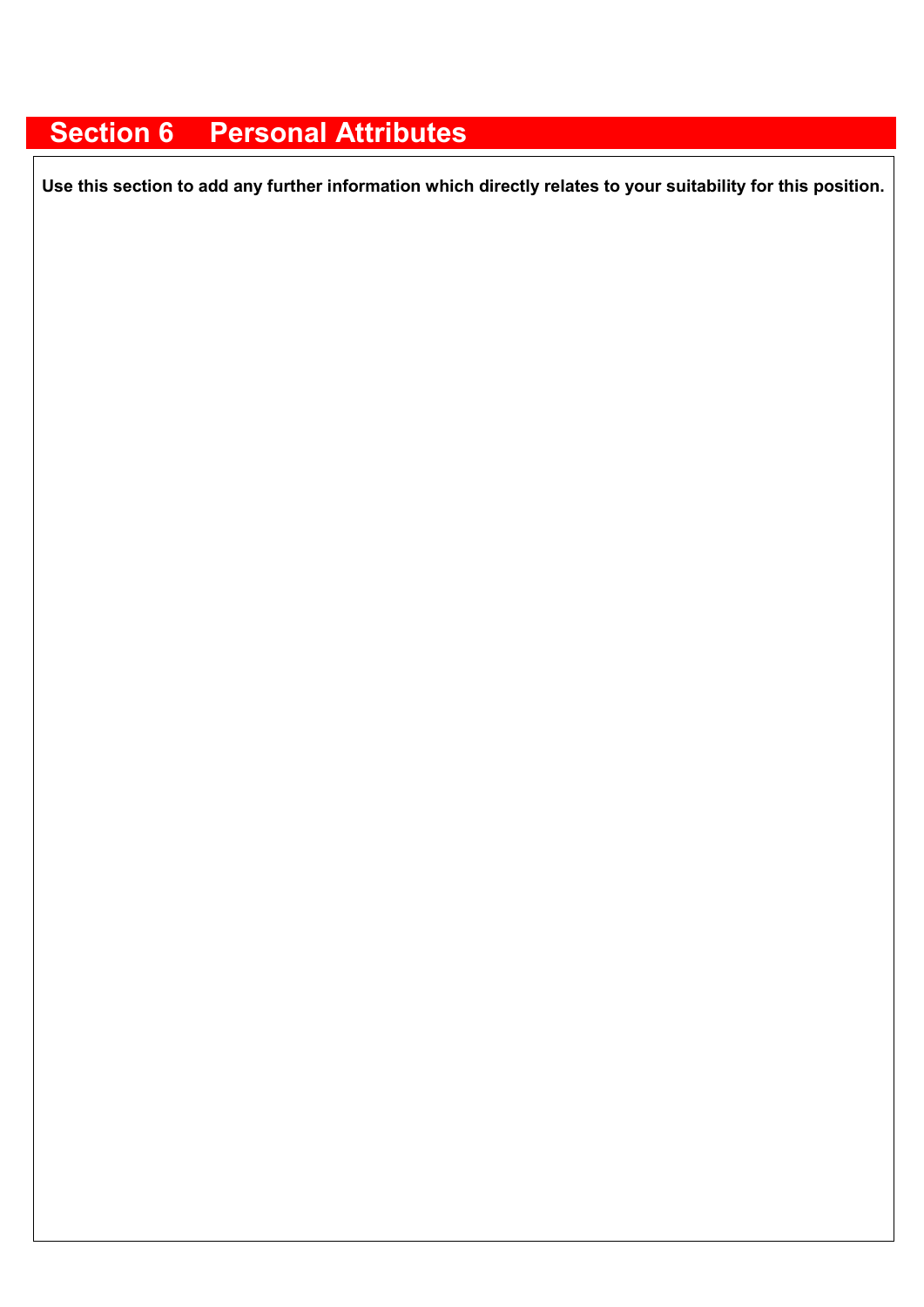## Section 6 Personal Attributes

**Use this section to add any further information which directly relates to your suitability for this position.**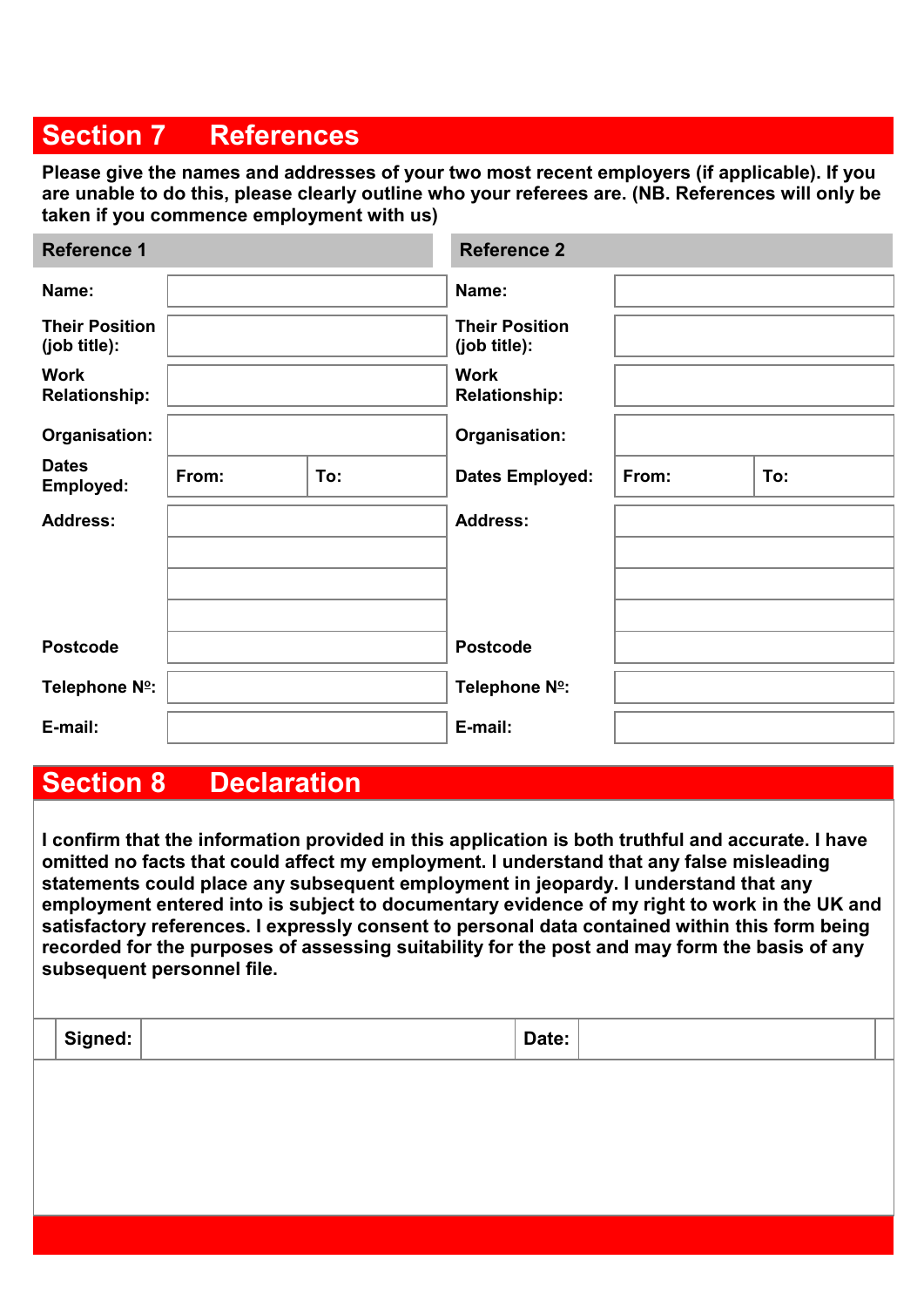## Section 7 References

**Please give the names and addresses of your two most recent employers (if applicable). If you are unable to do this, please clearly outline who your referees are. (NB. References will only be taken if you commence employment with us)**

| **Reference 1** | | | **Reference 2** | | |
|---|---|---|---|---|---|
| **Name:** | | | **Name:** | | |
| **Their Position (job title):** | | | **Their Position (job title):** | | |
| **Work Relationship:** | | | **Work Relationship:** | | |
| **Organisation:** | | | **Organisation:** | | |
| **Dates Employed:** | **From:** | **To:** | **Dates Employed:** | **From:** | **To:** |
| **Address:** | | | **Address:** | | |
| | | | | | |
| | | | | | |
| | | | | | |
| **Postcode** | | | **Postcode** | | |
| **Telephone Nº:** | | | **Telephone Nº:** | | |
| **E-mail:** | | | **E-mail:** | | |

## Section 8 Declaration

**I confirm that the information provided in this application is both truthful and accurate. I have omitted no facts that could affect my employment. I understand that any false misleading statements could place any subsequent employment in jeopardy. I understand that any employment entered into is subject to documentary evidence of my right to work in the UK and satisfactory references. I expressly consent to personal data contained within this form being recorded for the purposes of assessing suitability for the post and may form the basis of any subsequent personnel file.**

| | | | |
|---|---|---|---|
| **Signed:** | | **Date:** | |